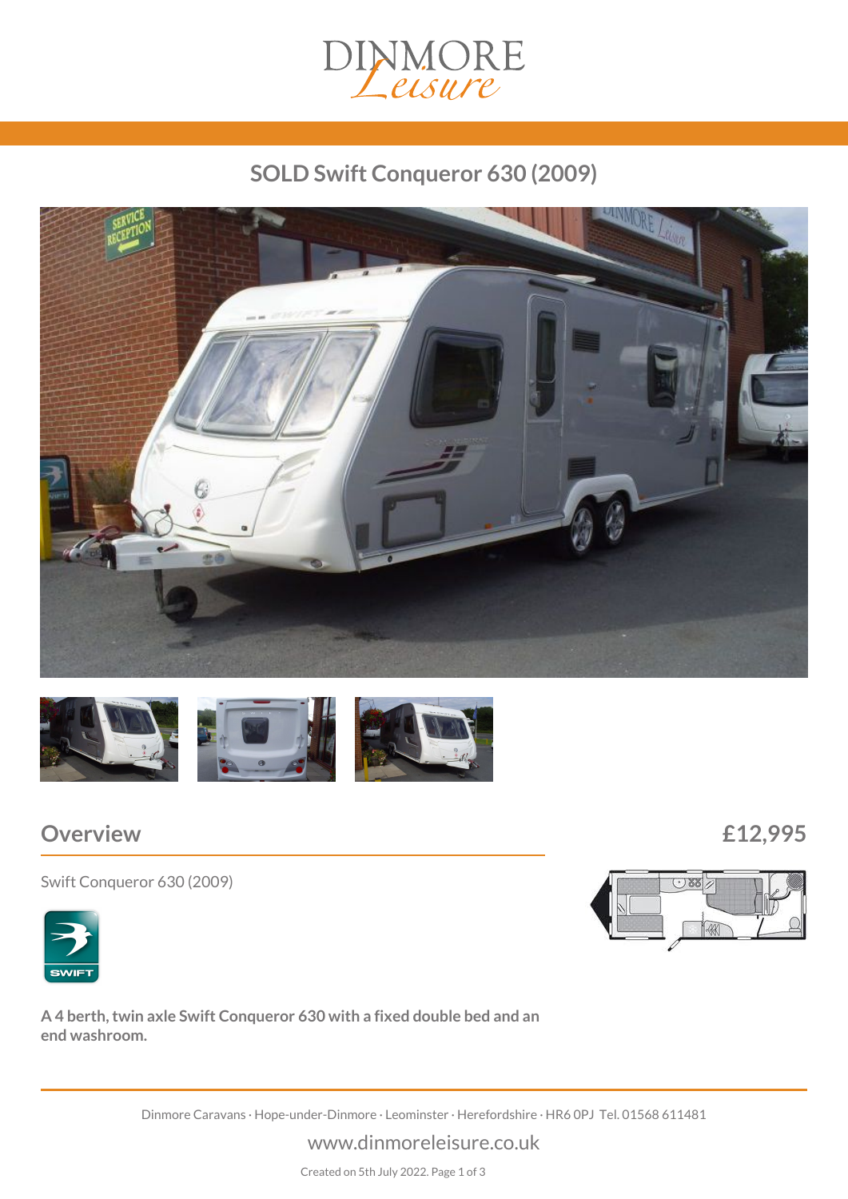DINMORE Leisure

# SOLD Swift Conqueror 630 (2009)

## Overview

£12,995

Swift Conqueror 630 (2009)

**A 4 berth, twin axle Swift Conqueror 630 with a fixed double bed and an end washroom.**

Dinmore Caravans · Hope-under-Dinmore · Leominster · Herefordshire · HR6 0PJ Tel. 01568 611481

www.dinmoreleisure.co.uk

Created on 5th July 2022.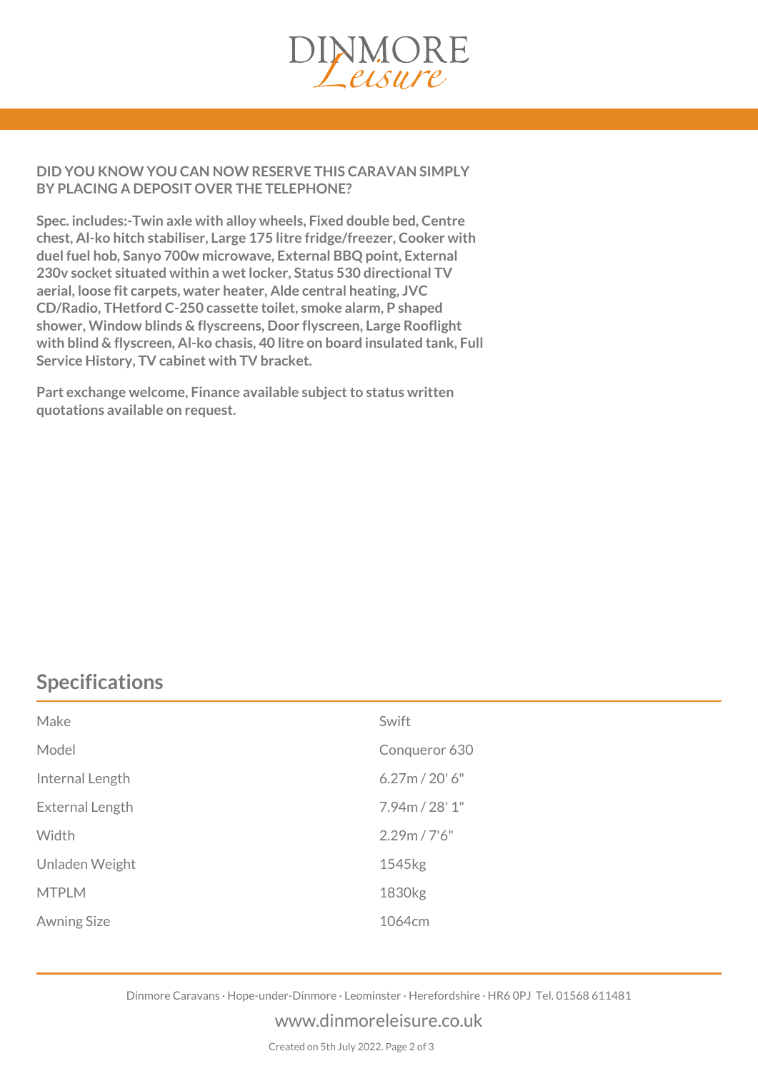**DID YOU KNOW YOU CAN NOW RESERVE THIS CARAVAN SIMPLY BY PLACING A DEPOSIT OVER THE TELEPHONE?**

**Spec. includes:-Twin axle with alloy wheels, Fixed double bed, Centre chest, Al-ko hitch stabiliser, Large 175 litre fridge/freezer, Cooker with duel fuel hob, Sanyo 700w microwave, External BBQ point, External 230v socket situated within a wet locker, Status 530 directional TV aerial, loose fit carpets, water heater, Alde central heating, JVC CD/Radio, THetford C-250 cassette toilet, smoke alarm, P shaped shower, Window blinds & flyscreens, Door flyscreen, Large Rooflight with blind & flyscreen, Al-ko chasis, 40 litre on board insulated tank, Full Service History, TV cabinet with TV bracket.**

**Part exchange welcome, Finance available subject to status written quotations available on request.**

## Specifications

| | |
|---|---|
| Make | Swift |
| Model | Conqueror 630 |
| Internal Length | 6.27m / 20' 6" |
| External Length | 7.94m / 28' 1" |
| Width | 2.29m / 7'6" |
| Unladen Weight | 1545kg |
| MTPLM | 1830kg |
| Awning Size | 1064cm |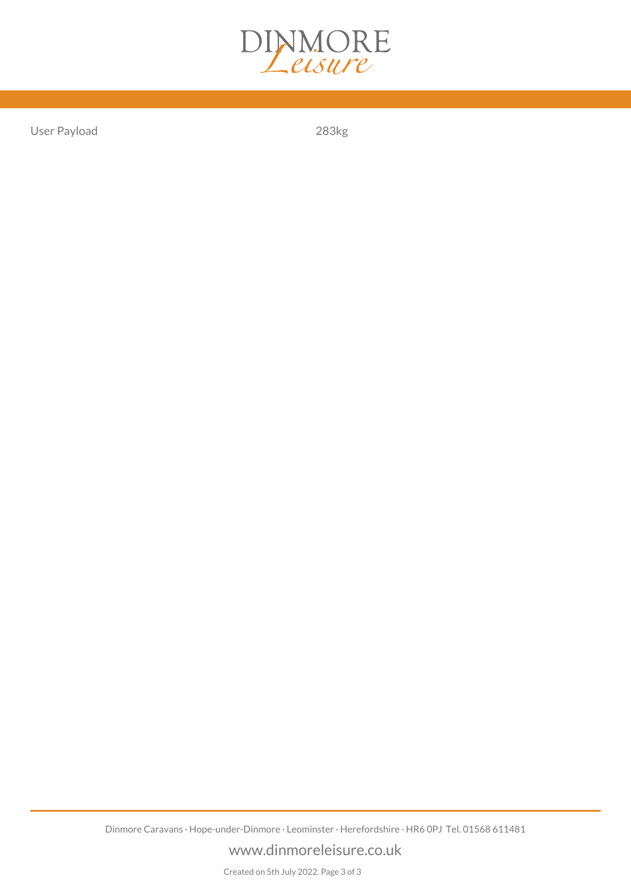| | |
|---|---|
| User Payload | 283kg |